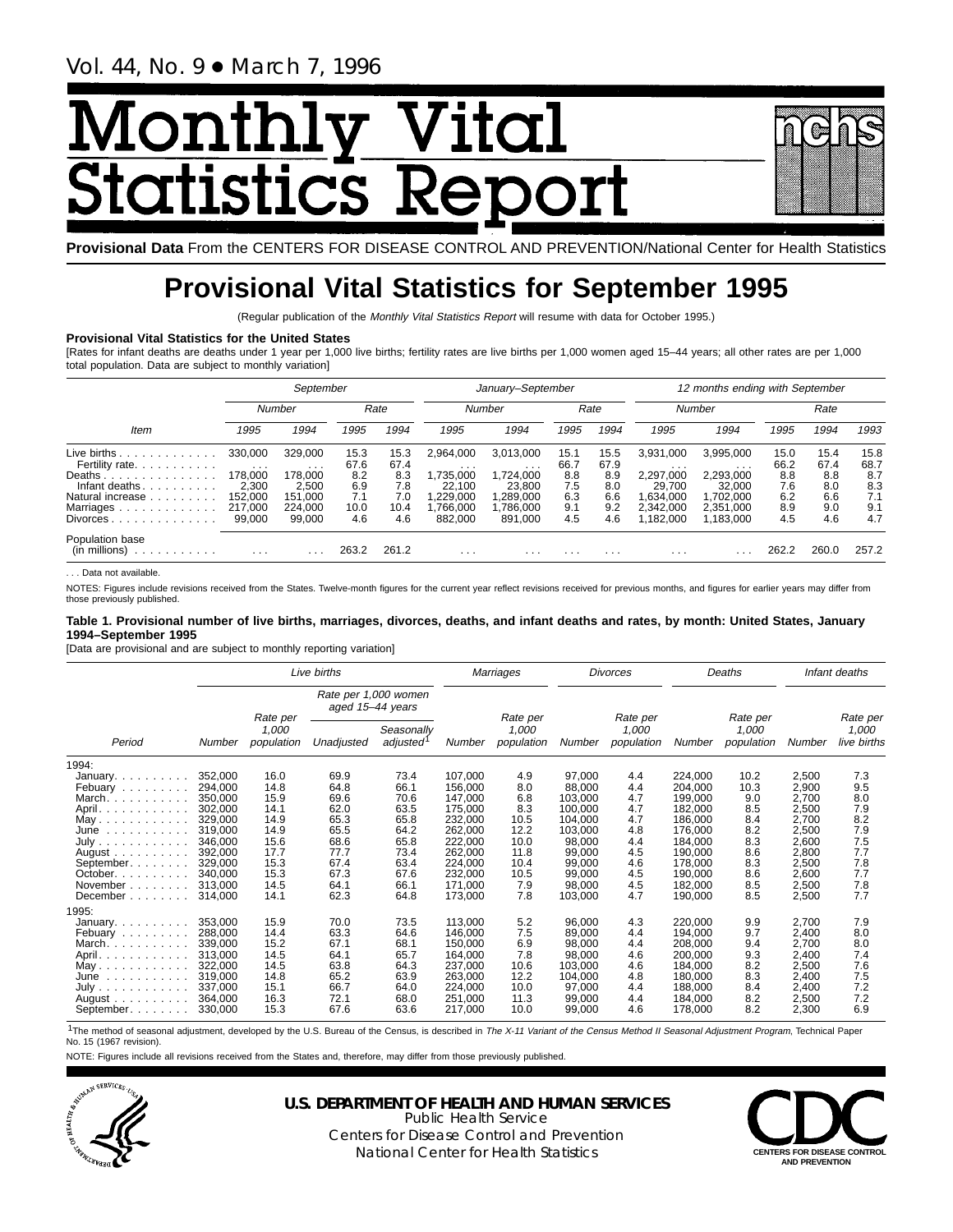Vol. 44, No. 9 • March 7, 1996

# Monthly Vital Statistics Report

**Provisional Data** From the CENTERS FOR DISEASE CONTROL AND PREVENTION/National Center for Health Statistics

# Provisional Vital Statistics for September 1995

(Regular publication of the *Monthly Vital Statistics Report* will resume with data for October 1995.)

**Provisional Vital Statistics for the United States**

[Rates for infant deaths are deaths under 1 year per 1,000 live births; fertility rates are live births per 1,000 women aged 15–44 years; all other rates are per 1,000 total population. Data are subject to monthly variation]

| Item | September | | | | January–September | | | | 12 months ending with September | | | | |
|---|---|---|---|---|---|---|---|---|---|---|---|---|---|
| | Number | | Rate | | Number | | Rate | | Number | | Rate | | |
| | 1995 | 1994 | 1995 | 1994 | 1995 | 1994 | 1995 | 1994 | 1995 | 1994 | 1995 | 1994 | 1993 |
| Live births | 330,000 | 329,000 | 15.3 | 15.3 | 2,964,000 | 3,013,000 | 15.1 | 15.5 | 3,931,000 | 3,995,000 | 15.0 | 15.4 | 15.8 |
| Fertility rate | . . . | . . . | 67.6 | 67.4 | . . . | . . . | 66.7 | 67.9 | . . . | . . . | 66.2 | 67.4 | 68.7 |
| Deaths | 178,000 | 178,000 | 8.2 | 8.3 | 1,735,000 | 1,724,000 | 8.8 | 8.9 | 2,297,000 | 2,293,000 | 8.8 | 8.8 | 8.7 |
| Infant deaths | 2,300 | 2,500 | 6.9 | 7.8 | 22,100 | 23,800 | 7.5 | 8.0 | 29,700 | 32,000 | 7.6 | 8.0 | 8.3 |
| Natural increase | 152,000 | 151,000 | 7.1 | 7.0 | 1,229,000 | 1,289,000 | 6.3 | 6.6 | 1,634,000 | 1,702,000 | 6.2 | 6.6 | 7.1 |
| Marriages | 217,000 | 224,000 | 10.0 | 10.4 | 1,766,000 | 1,786,000 | 9.1 | 9.2 | 2,342,000 | 2,351,000 | 8.9 | 9.0 | 9.1 |
| Divorces | 99,000 | 99,000 | 4.6 | 4.6 | 882,000 | 891,000 | 4.5 | 4.6 | 1,182,000 | 1,183,000 | 4.5 | 4.6 | 4.7 |
| Population base (in millions) | . . . | . . . | 263.2 | 261.2 | . . . | . . . | . . . | . . . | . . . | . . . | 262.2 | 260.0 | 257.2 |

. . . Data not available.

NOTES: Figures include revisions received from the States. Twelve-month figures for the current year reflect revisions received for previous months, and figures for earlier years may differ from those previously published.

**Table 1. Provisional number of live births, marriages, divorces, deaths, and infant deaths and rates, by month: United States, January 1994–September 1995**

[Data are provisional and are subject to monthly reporting variation]

| Period | Live births | | | | Marriages | | Divorces | | Deaths | | Infant deaths | |
|---|---|---|---|---|---|---|---|---|---|---|---|---|
| | | | Rate per 1,000 women aged 15–44 years | | | | | | | | | |
| | Number | Rate per 1,000 population | Unadjusted | Seasonally adjusted[1] | Number | Rate per 1,000 population | Number | Rate per 1,000 population | Number | Rate per 1,000 population | Number | Rate per 1,000 live births |
| 1994: | | | | | | | | | | | | |
| January | 352,000 | 16.0 | 69.9 | 73.4 | 107,000 | 4.9 | 97,000 | 4.4 | 224,000 | 10.2 | 2,500 | 7.3 |
| Febuary | 294,000 | 14.8 | 64.8 | 66.1 | 156,000 | 8.0 | 88,000 | 4.4 | 204,000 | 10.3 | 2,900 | 9.5 |
| March | 350,000 | 15.9 | 69.6 | 70.6 | 147,000 | 6.8 | 103,000 | 4.7 | 199,000 | 9.0 | 2,700 | 8.0 |
| April | 302,000 | 14.1 | 62.0 | 63.5 | 175,000 | 8.3 | 100,000 | 4.7 | 182,000 | 8.5 | 2,500 | 7.9 |
| May | 329,000 | 14.9 | 65.3 | 65.8 | 232,000 | 10.5 | 104,000 | 4.7 | 186,000 | 8.4 | 2,700 | 8.2 |
| June | 319,000 | 14.9 | 65.5 | 64.2 | 262,000 | 12.2 | 103,000 | 4.8 | 176,000 | 8.2 | 2,500 | 7.9 |
| July | 346,000 | 15.6 | 68.6 | 65.8 | 222,000 | 10.0 | 98,000 | 4.4 | 184,000 | 8.3 | 2,600 | 7.5 |
| August | 392,000 | 17.7 | 77.7 | 73.4 | 262,000 | 11.8 | 99,000 | 4.5 | 190,000 | 8.6 | 2,800 | 7.7 |
| September | 329,000 | 15.3 | 67.4 | 63.4 | 224,000 | 10.4 | 99,000 | 4.6 | 178,000 | 8.3 | 2,500 | 7.8 |
| October | 340,000 | 15.3 | 67.3 | 67.6 | 232,000 | 10.5 | 99,000 | 4.5 | 190,000 | 8.6 | 2,600 | 7.7 |
| November | 313,000 | 14.5 | 64.1 | 66.1 | 171,000 | 7.9 | 98,000 | 4.5 | 182,000 | 8.5 | 2,500 | 7.8 |
| December | 314,000 | 14.1 | 62.3 | 64.8 | 173,000 | 7.8 | 103,000 | 4.7 | 190,000 | 8.5 | 2,500 | 7.7 |
| 1995: | | | | | | | | | | | | |
| January | 353,000 | 15.9 | 70.0 | 73.5 | 113,000 | 5.2 | 96,000 | 4.3 | 220,000 | 9.9 | 2,700 | 7.9 |
| Febuary | 288,000 | 14.4 | 63.3 | 64.6 | 146,000 | 7.5 | 89,000 | 4.4 | 194,000 | 9.7 | 2,400 | 8.0 |
| March | 339,000 | 15.2 | 67.1 | 68.1 | 150,000 | 6.9 | 98,000 | 4.4 | 208,000 | 9.4 | 2,700 | 8.0 |
| April | 313,000 | 14.5 | 64.1 | 65.7 | 164,000 | 7.8 | 98,000 | 4.6 | 200,000 | 9.3 | 2,400 | 7.4 |
| May | 322,000 | 14.5 | 63.8 | 64.3 | 237,000 | 10.6 | 103,000 | 4.6 | 184,000 | 8.2 | 2,500 | 7.6 |
| June | 319,000 | 14.8 | 65.2 | 63.9 | 263,000 | 12.2 | 104,000 | 4.8 | 180,000 | 8.3 | 2,400 | 7.5 |
| July | 337,000 | 15.1 | 66.7 | 64.0 | 224,000 | 10.0 | 97,000 | 4.4 | 188,000 | 8.4 | 2,400 | 7.2 |
| August | 364,000 | 16.3 | 72.1 | 68.0 | 251,000 | 11.3 | 99,000 | 4.4 | 184,000 | 8.2 | 2,500 | 7.2 |
| September | 330,000 | 15.3 | 67.6 | 63.6 | 217,000 | 10.0 | 99,000 | 4.6 | 178,000 | 8.2 | 2,300 | 6.9 |

[1]The method of seasonal adjustment, developed by the U.S. Bureau of the Census, is described in *The X-11 Variant of the Census Method II Seasonal Adjustment Program*, Technical Paper No. 15 (1967 revision).

NOTE: Figures include all revisions received from the States and, therefore, may differ from those previously published.

**U.S. DEPARTMENT OF HEALTH AND HUMAN SERVICES**
Public Health Service
Centers for Disease Control and Prevention
National Center for Health Statistics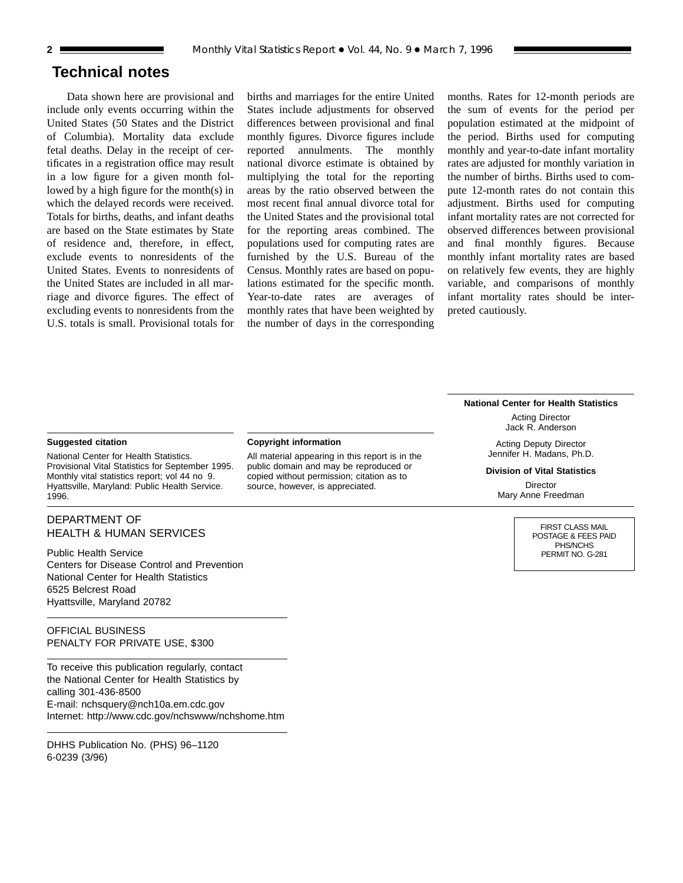## Technical notes

Data shown here are provisional and include only events occurring within the United States (50 States and the District of Columbia). Mortality data exclude fetal deaths. Delay in the receipt of certificates in a registration office may result in a low figure for a given month followed by a high figure for the month(s) in which the delayed records were received. Totals for births, deaths, and infant deaths are based on the State estimates by State of residence and, therefore, in effect, exclude events to nonresidents of the United States. Events to nonresidents of the United States are included in all marriage and divorce figures. The effect of excluding events to nonresidents from the U.S. totals is small. Provisional totals for births and marriages for the entire United States include adjustments for observed differences between provisional and final monthly figures. Divorce figures include reported annulments. The monthly national divorce estimate is obtained by multiplying the total for the reporting areas by the ratio observed between the most recent final annual divorce total for the United States and the provisional total for the reporting areas combined. The populations used for computing rates are furnished by the U.S. Bureau of the Census. Monthly rates are based on populations estimated for the specific month. Year-to-date rates are averages of monthly rates that have been weighted by the number of days in the corresponding months. Rates for 12-month periods are the sum of events for the period per population estimated at the midpoint of the period. Births used for computing monthly and year-to-date infant mortality rates are adjusted for monthly variation in the number of births. Births used to compute 12-month rates do not contain this adjustment. Births used for computing infant mortality rates are not corrected for observed differences between provisional and final monthly figures. Because monthly infant mortality rates are based on relatively few events, they are highly variable, and comparisons of monthly infant mortality rates should be interpreted cautiously.

**Suggested citation**

National Center for Health Statistics. Provisional Vital Statistics for September 1995. Monthly vital statistics report; vol 44 no 9. Hyattsville, Maryland: Public Health Service. 1996.

**Copyright information**

All material appearing in this report is in the public domain and may be reproduced or copied without permission; citation as to source, however, is appreciated.

**National Center for Health Statistics**

Acting Director
Jack R. Anderson

Acting Deputy Director
Jennifer H. Madans, Ph.D.

**Division of Vital Statistics**

Director
Mary Anne Freedman

DEPARTMENT OF
HEALTH & HUMAN SERVICES

Public Health Service
Centers for Disease Control and Prevention
National Center for Health Statistics
6525 Belcrest Road
Hyattsville, Maryland 20782

OFFICIAL BUSINESS
PENALTY FOR PRIVATE USE, $300

FIRST CLASS MAIL
POSTAGE & FEES PAID
PHS/NCHS
PERMIT NO. G-281

To receive this publication regularly, contact the National Center for Health Statistics by calling 301-436-8500
E-mail: nchsquery@nch10a.em.cdc.gov
Internet: http://www.cdc.gov/nchswww/nchshome.htm

DHHS Publication No. (PHS) 96–1120
6-0239 (3/96)